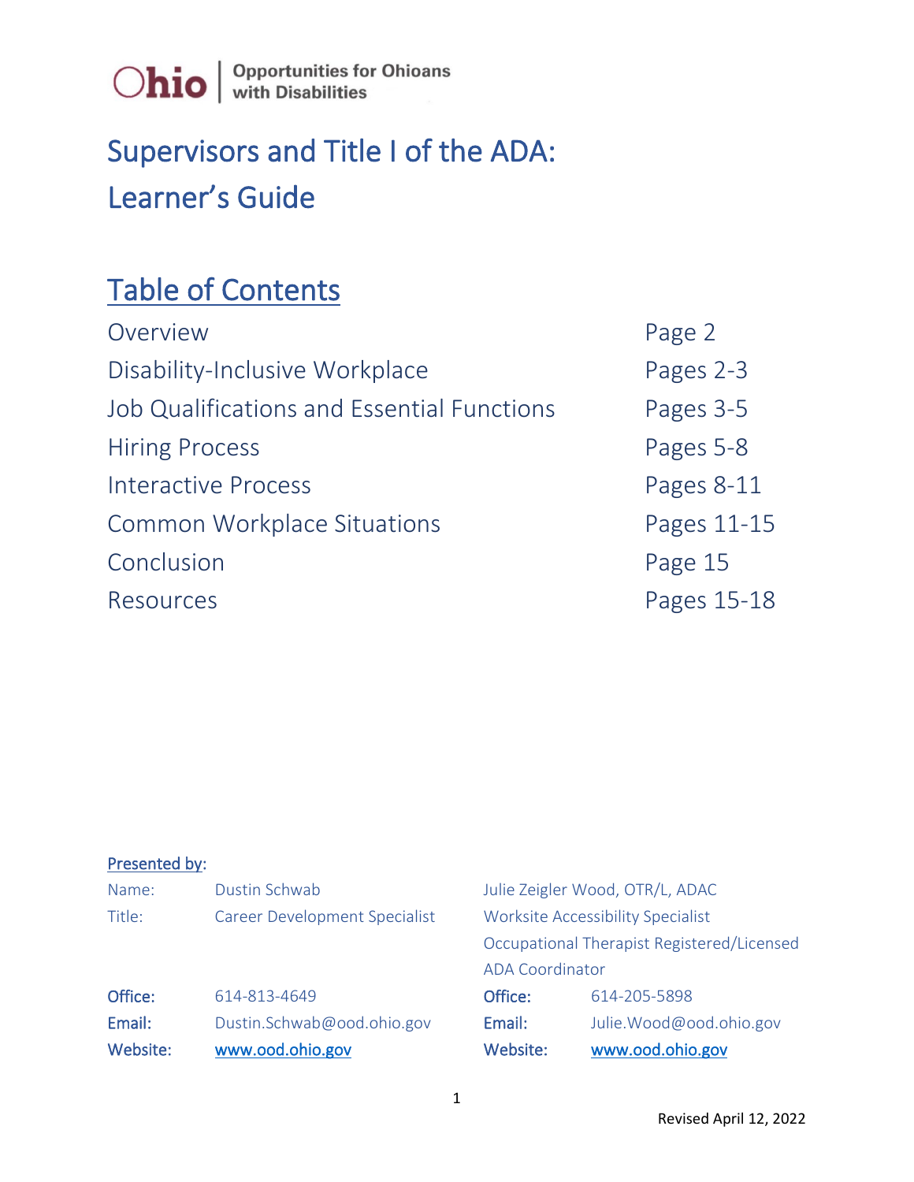Ohio | Opportunities for Ohioans with Disabilities

# Supervisors and Title I of the ADA: Learner's Guide

## Table of Contents

| | |
|---|---|
| Overview | Page 2 |
| Disability-Inclusive Workplace | Pages 2-3 |
| Job Qualifications and Essential Functions | Pages 3-5 |
| Hiring Process | Pages 5-8 |
| Interactive Process | Pages 8-11 |
| Common Workplace Situations | Pages 11-15 |
| Conclusion | Page 15 |
| Resources | Pages 15-18 |

Presented by:

| | | | |
|---|---|---|---|
| Name: | Dustin Schwab | | Julie Zeigler Wood, OTR/L, ADAC |
| Title: | Career Development Specialist | | Worksite Accessibility Specialist<br>Occupational Therapist Registered/Licensed<br>ADA Coordinator |
| **Office:** | 614-813-4649 | **Office:** | 614-205-5898 |
| **Email:** | Dustin.Schwab@ood.ohio.gov | **Email:** | Julie.Wood@ood.ohio.gov |
| **Website:** | www.ood.ohio.gov | **Website:** | www.ood.ohio.gov |

Revised April 12, 2022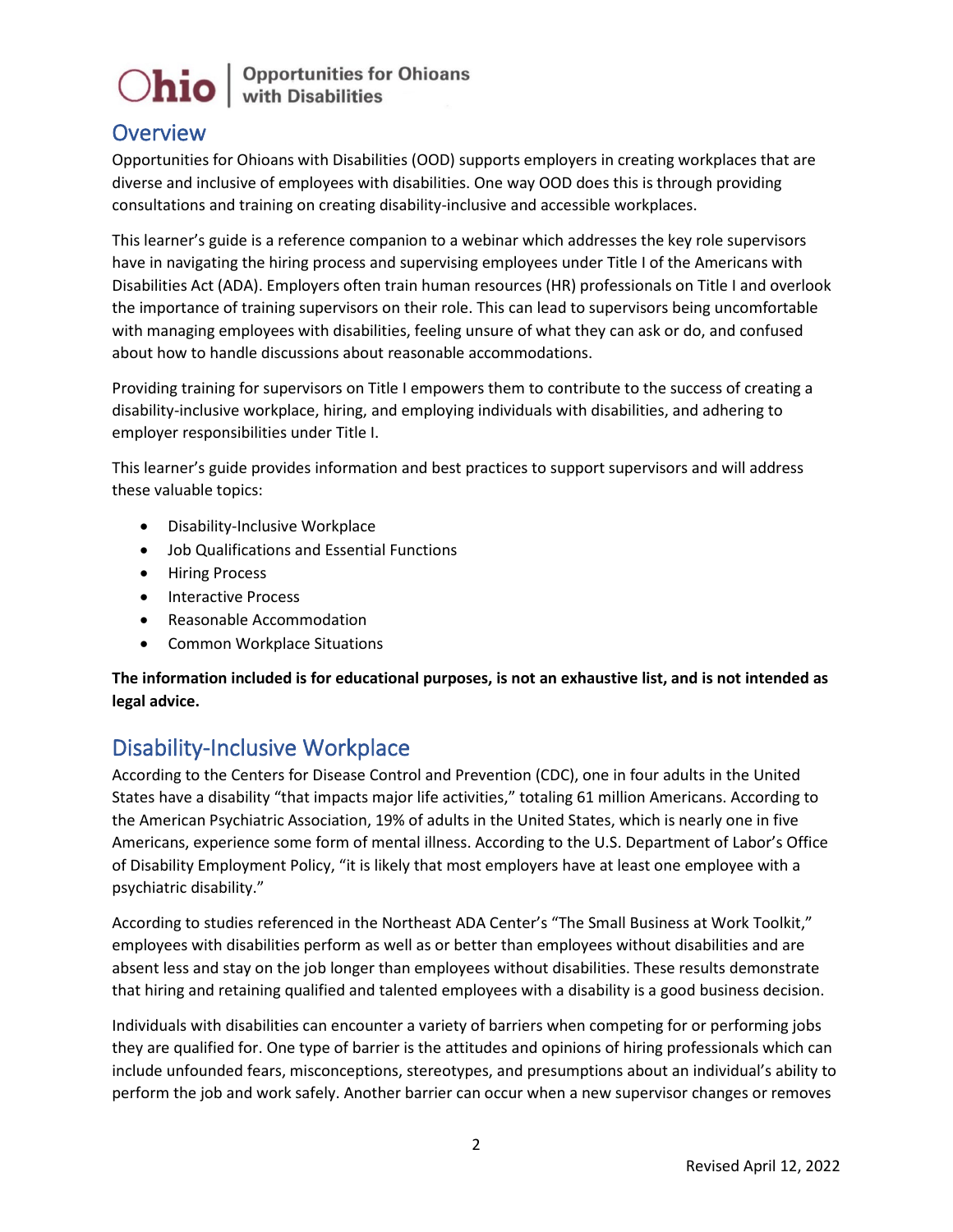Ohio | Opportunities for Ohioans with Disabilities

## Overview

Opportunities for Ohioans with Disabilities (OOD) supports employers in creating workplaces that are diverse and inclusive of employees with disabilities. One way OOD does this is through providing consultations and training on creating disability-inclusive and accessible workplaces.

This learner's guide is a reference companion to a webinar which addresses the key role supervisors have in navigating the hiring process and supervising employees under Title I of the Americans with Disabilities Act (ADA). Employers often train human resources (HR) professionals on Title I and overlook the importance of training supervisors on their role. This can lead to supervisors being uncomfortable with managing employees with disabilities, feeling unsure of what they can ask or do, and confused about how to handle discussions about reasonable accommodations.

Providing training for supervisors on Title I empowers them to contribute to the success of creating a disability-inclusive workplace, hiring, and employing individuals with disabilities, and adhering to employer responsibilities under Title I.

This learner's guide provides information and best practices to support supervisors and will address these valuable topics:

- Disability-Inclusive Workplace
- Job Qualifications and Essential Functions
- Hiring Process
- Interactive Process
- Reasonable Accommodation
- Common Workplace Situations

**The information included is for educational purposes, is not an exhaustive list, and is not intended as legal advice.**

## Disability-Inclusive Workplace

According to the Centers for Disease Control and Prevention (CDC), one in four adults in the United States have a disability "that impacts major life activities," totaling 61 million Americans. According to the American Psychiatric Association, 19% of adults in the United States, which is nearly one in five Americans, experience some form of mental illness. According to the U.S. Department of Labor's Office of Disability Employment Policy, "it is likely that most employers have at least one employee with a psychiatric disability."

According to studies referenced in the Northeast ADA Center's "The Small Business at Work Toolkit," employees with disabilities perform as well as or better than employees without disabilities and are absent less and stay on the job longer than employees without disabilities. These results demonstrate that hiring and retaining qualified and talented employees with a disability is a good business decision.

Individuals with disabilities can encounter a variety of barriers when competing for or performing jobs they are qualified for. One type of barrier is the attitudes and opinions of hiring professionals which can include unfounded fears, misconceptions, stereotypes, and presumptions about an individual's ability to perform the job and work safely. Another barrier can occur when a new supervisor changes or removes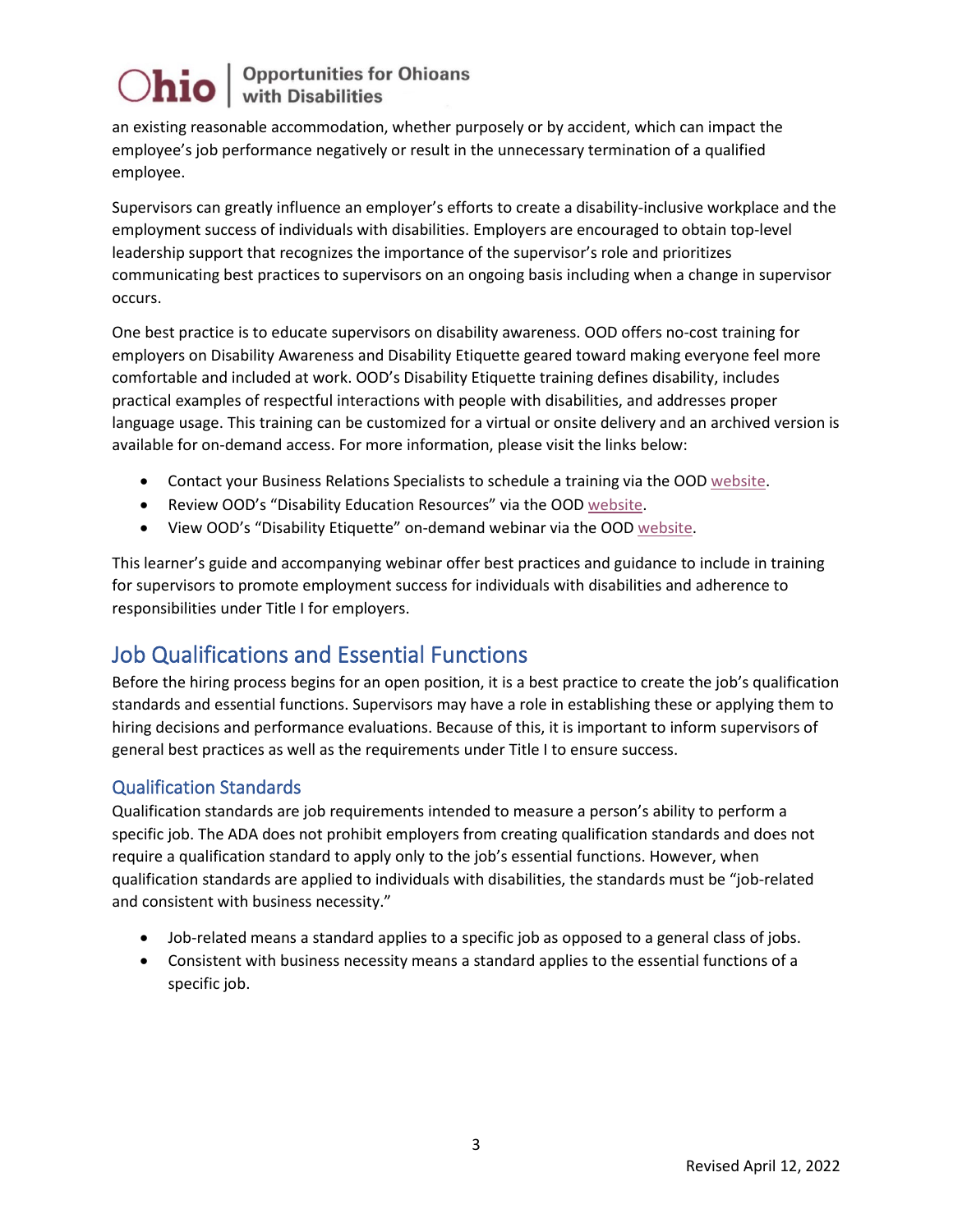an existing reasonable accommodation, whether purposely or by accident, which can impact the employee's job performance negatively or result in the unnecessary termination of a qualified employee.

Supervisors can greatly influence an employer's efforts to create a disability-inclusive workplace and the employment success of individuals with disabilities. Employers are encouraged to obtain top-level leadership support that recognizes the importance of the supervisor's role and prioritizes communicating best practices to supervisors on an ongoing basis including when a change in supervisor occurs.

One best practice is to educate supervisors on disability awareness. OOD offers no-cost training for employers on Disability Awareness and Disability Etiquette geared toward making everyone feel more comfortable and included at work. OOD's Disability Etiquette training defines disability, includes practical examples of respectful interactions with people with disabilities, and addresses proper language usage. This training can be customized for a virtual or onsite delivery and an archived version is available for on-demand access. For more information, please visit the links below:

- Contact your Business Relations Specialists to schedule a training via the OOD website.
- Review OOD's "Disability Education Resources" via the OOD website.
- View OOD's "Disability Etiquette" on-demand webinar via the OOD website.

This learner's guide and accompanying webinar offer best practices and guidance to include in training for supervisors to promote employment success for individuals with disabilities and adherence to responsibilities under Title I for employers.

## Job Qualifications and Essential Functions

Before the hiring process begins for an open position, it is a best practice to create the job's qualification standards and essential functions. Supervisors may have a role in establishing these or applying them to hiring decisions and performance evaluations. Because of this, it is important to inform supervisors of general best practices as well as the requirements under Title I to ensure success.

### Qualification Standards

Qualification standards are job requirements intended to measure a person's ability to perform a specific job. The ADA does not prohibit employers from creating qualification standards and does not require a qualification standard to apply only to the job's essential functions. However, when qualification standards are applied to individuals with disabilities, the standards must be "job-related and consistent with business necessity."

- Job-related means a standard applies to a specific job as opposed to a general class of jobs.
- Consistent with business necessity means a standard applies to the essential functions of a specific job.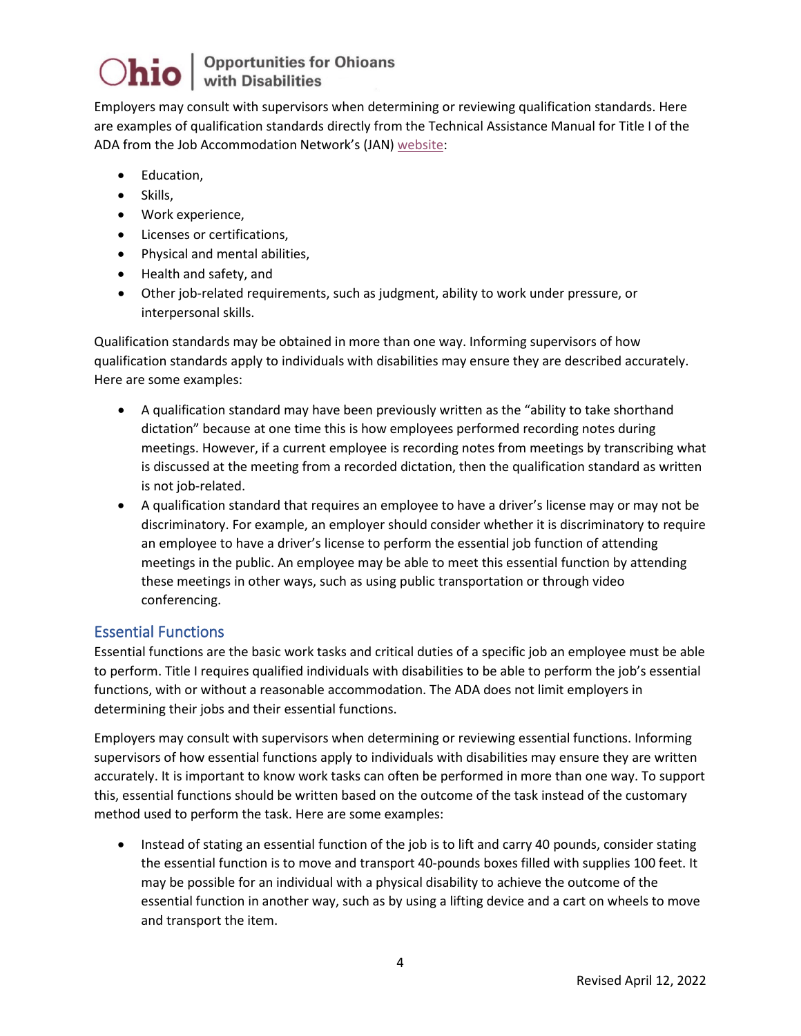Employers may consult with supervisors when determining or reviewing qualification standards. Here are examples of qualification standards directly from the Technical Assistance Manual for Title I of the ADA from the Job Accommodation Network's (JAN) website:

- Education,
- Skills,
- Work experience,
- Licenses or certifications,
- Physical and mental abilities,
- Health and safety, and
- Other job-related requirements, such as judgment, ability to work under pressure, or interpersonal skills.

Qualification standards may be obtained in more than one way. Informing supervisors of how qualification standards apply to individuals with disabilities may ensure they are described accurately. Here are some examples:

- A qualification standard may have been previously written as the "ability to take shorthand dictation" because at one time this is how employees performed recording notes during meetings. However, if a current employee is recording notes from meetings by transcribing what is discussed at the meeting from a recorded dictation, then the qualification standard as written is not job-related.
- A qualification standard that requires an employee to have a driver's license may or may not be discriminatory. For example, an employer should consider whether it is discriminatory to require an employee to have a driver's license to perform the essential job function of attending meetings in the public. An employee may be able to meet this essential function by attending these meetings in other ways, such as using public transportation or through video conferencing.

## Essential Functions

Essential functions are the basic work tasks and critical duties of a specific job an employee must be able to perform. Title I requires qualified individuals with disabilities to be able to perform the job's essential functions, with or without a reasonable accommodation. The ADA does not limit employers in determining their jobs and their essential functions.

Employers may consult with supervisors when determining or reviewing essential functions. Informing supervisors of how essential functions apply to individuals with disabilities may ensure they are written accurately. It is important to know work tasks can often be performed in more than one way. To support this, essential functions should be written based on the outcome of the task instead of the customary method used to perform the task. Here are some examples:

- Instead of stating an essential function of the job is to lift and carry 40 pounds, consider stating the essential function is to move and transport 40-pounds boxes filled with supplies 100 feet. It may be possible for an individual with a physical disability to achieve the outcome of the essential function in another way, such as by using a lifting device and a cart on wheels to move and transport the item.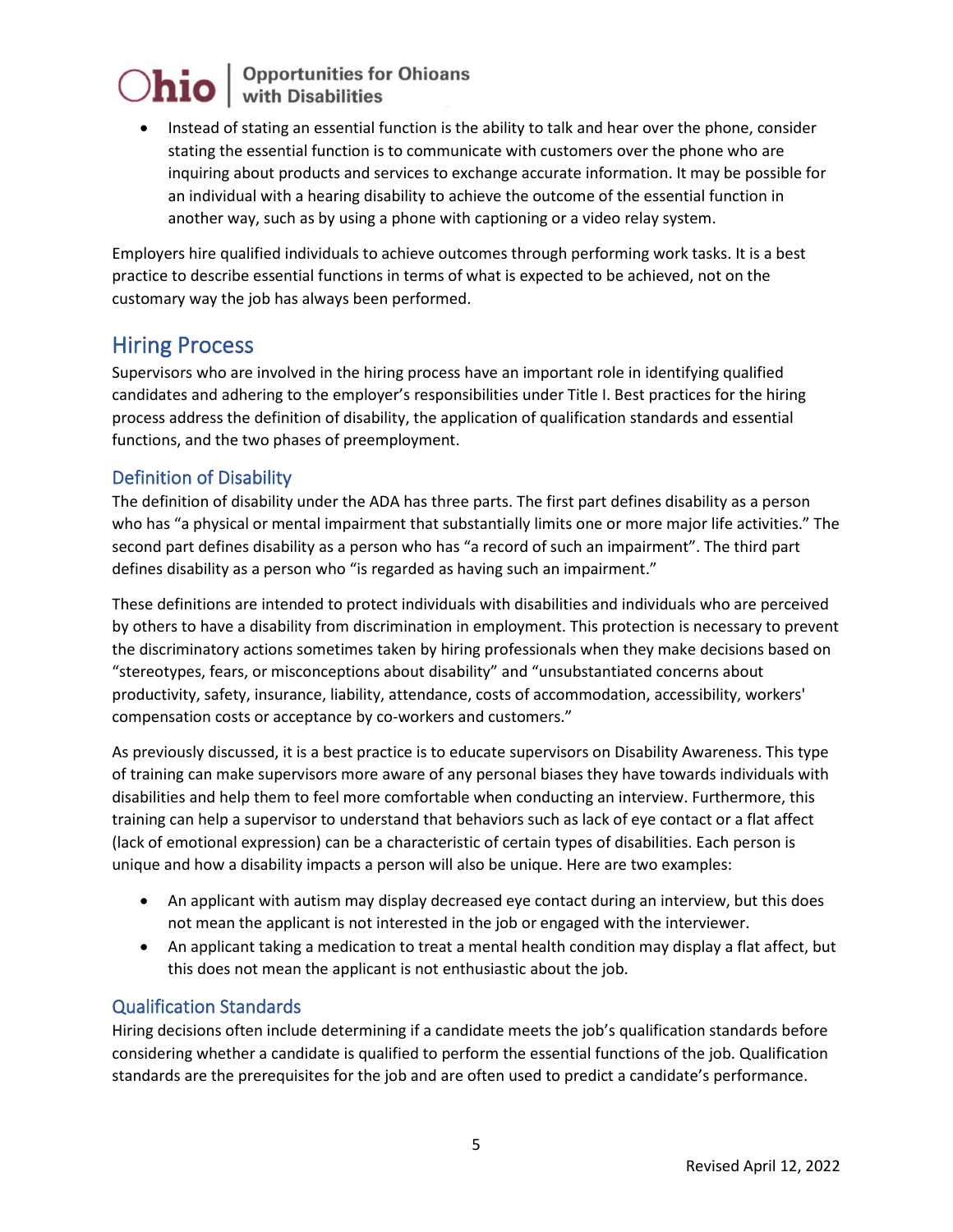- Instead of stating an essential function is the ability to talk and hear over the phone, consider stating the essential function is to communicate with customers over the phone who are inquiring about products and services to exchange accurate information. It may be possible for an individual with a hearing disability to achieve the outcome of the essential function in another way, such as by using a phone with captioning or a video relay system.

Employers hire qualified individuals to achieve outcomes through performing work tasks. It is a best practice to describe essential functions in terms of what is expected to be achieved, not on the customary way the job has always been performed.

## Hiring Process

Supervisors who are involved in the hiring process have an important role in identifying qualified candidates and adhering to the employer's responsibilities under Title I. Best practices for the hiring process address the definition of disability, the application of qualification standards and essential functions, and the two phases of preemployment.

### Definition of Disability

The definition of disability under the ADA has three parts. The first part defines disability as a person who has "a physical or mental impairment that substantially limits one or more major life activities." The second part defines disability as a person who has "a record of such an impairment". The third part defines disability as a person who "is regarded as having such an impairment."

These definitions are intended to protect individuals with disabilities and individuals who are perceived by others to have a disability from discrimination in employment. This protection is necessary to prevent the discriminatory actions sometimes taken by hiring professionals when they make decisions based on "stereotypes, fears, or misconceptions about disability" and "unsubstantiated concerns about productivity, safety, insurance, liability, attendance, costs of accommodation, accessibility, workers' compensation costs or acceptance by co-workers and customers."

As previously discussed, it is a best practice is to educate supervisors on Disability Awareness. This type of training can make supervisors more aware of any personal biases they have towards individuals with disabilities and help them to feel more comfortable when conducting an interview. Furthermore, this training can help a supervisor to understand that behaviors such as lack of eye contact or a flat affect (lack of emotional expression) can be a characteristic of certain types of disabilities. Each person is unique and how a disability impacts a person will also be unique. Here are two examples:

- An applicant with autism may display decreased eye contact during an interview, but this does not mean the applicant is not interested in the job or engaged with the interviewer.
- An applicant taking a medication to treat a mental health condition may display a flat affect, but this does not mean the applicant is not enthusiastic about the job.

### Qualification Standards

Hiring decisions often include determining if a candidate meets the job's qualification standards before considering whether a candidate is qualified to perform the essential functions of the job. Qualification standards are the prerequisites for the job and are often used to predict a candidate's performance.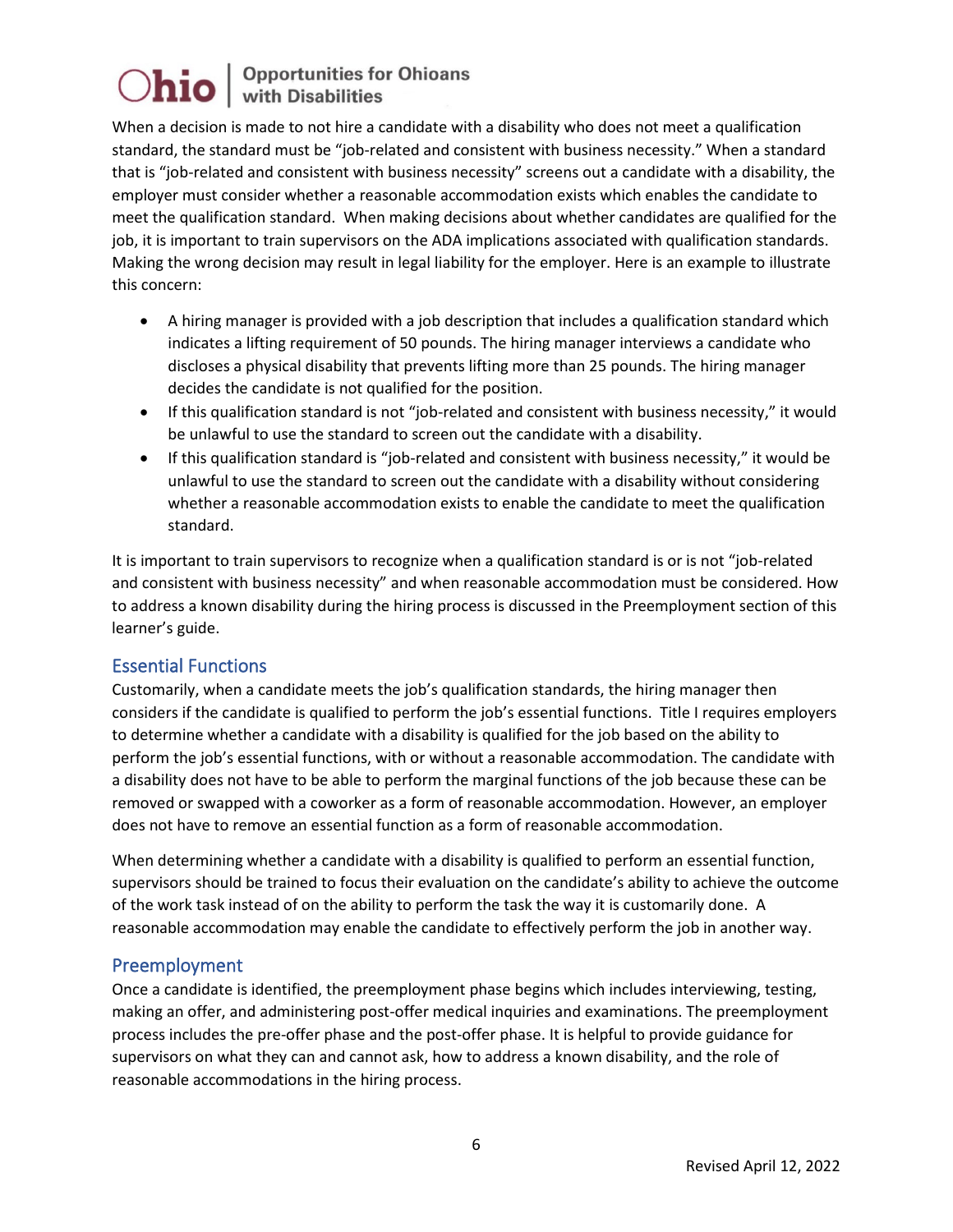When a decision is made to not hire a candidate with a disability who does not meet a qualification standard, the standard must be "job-related and consistent with business necessity." When a standard that is "job-related and consistent with business necessity" screens out a candidate with a disability, the employer must consider whether a reasonable accommodation exists which enables the candidate to meet the qualification standard. When making decisions about whether candidates are qualified for the job, it is important to train supervisors on the ADA implications associated with qualification standards. Making the wrong decision may result in legal liability for the employer. Here is an example to illustrate this concern:

- A hiring manager is provided with a job description that includes a qualification standard which indicates a lifting requirement of 50 pounds. The hiring manager interviews a candidate who discloses a physical disability that prevents lifting more than 25 pounds. The hiring manager decides the candidate is not qualified for the position.
- If this qualification standard is not "job-related and consistent with business necessity," it would be unlawful to use the standard to screen out the candidate with a disability.
- If this qualification standard is "job-related and consistent with business necessity," it would be unlawful to use the standard to screen out the candidate with a disability without considering whether a reasonable accommodation exists to enable the candidate to meet the qualification standard.

It is important to train supervisors to recognize when a qualification standard is or is not "job-related and consistent with business necessity" and when reasonable accommodation must be considered. How to address a known disability during the hiring process is discussed in the Preemployment section of this learner's guide.

## Essential Functions

Customarily, when a candidate meets the job's qualification standards, the hiring manager then considers if the candidate is qualified to perform the job's essential functions. Title I requires employers to determine whether a candidate with a disability is qualified for the job based on the ability to perform the job's essential functions, with or without a reasonable accommodation. The candidate with a disability does not have to be able to perform the marginal functions of the job because these can be removed or swapped with a coworker as a form of reasonable accommodation. However, an employer does not have to remove an essential function as a form of reasonable accommodation.

When determining whether a candidate with a disability is qualified to perform an essential function, supervisors should be trained to focus their evaluation on the candidate's ability to achieve the outcome of the work task instead of on the ability to perform the task the way it is customarily done. A reasonable accommodation may enable the candidate to effectively perform the job in another way.

## Preemployment

Once a candidate is identified, the preemployment phase begins which includes interviewing, testing, making an offer, and administering post-offer medical inquiries and examinations. The preemployment process includes the pre-offer phase and the post-offer phase. It is helpful to provide guidance for supervisors on what they can and cannot ask, how to address a known disability, and the role of reasonable accommodations in the hiring process.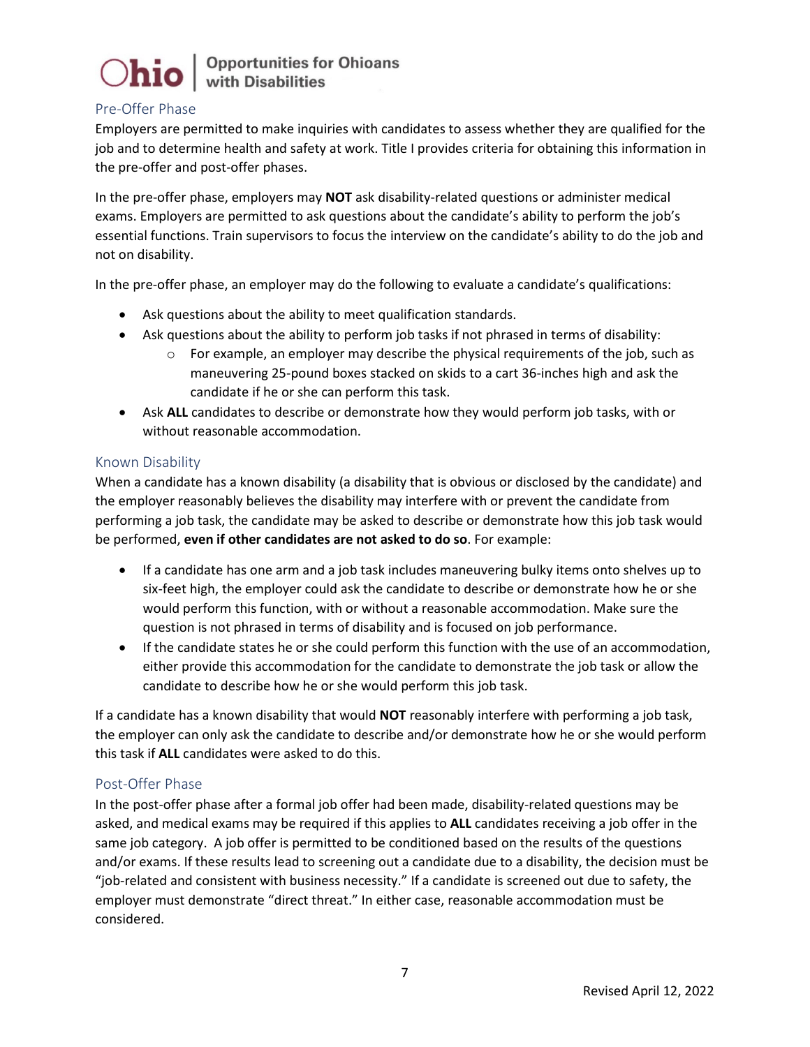## Pre-Offer Phase

Employers are permitted to make inquiries with candidates to assess whether they are qualified for the job and to determine health and safety at work. Title I provides criteria for obtaining this information in the pre-offer and post-offer phases.

In the pre-offer phase, employers may **NOT** ask disability-related questions or administer medical exams. Employers are permitted to ask questions about the candidate's ability to perform the job's essential functions. Train supervisors to focus the interview on the candidate's ability to do the job and not on disability.

In the pre-offer phase, an employer may do the following to evaluate a candidate's qualifications:

- Ask questions about the ability to meet qualification standards.
- Ask questions about the ability to perform job tasks if not phrased in terms of disability:
  - For example, an employer may describe the physical requirements of the job, such as maneuvering 25-pound boxes stacked on skids to a cart 36-inches high and ask the candidate if he or she can perform this task.
- Ask **ALL** candidates to describe or demonstrate how they would perform job tasks, with or without reasonable accommodation.

## Known Disability

When a candidate has a known disability (a disability that is obvious or disclosed by the candidate) and the employer reasonably believes the disability may interfere with or prevent the candidate from performing a job task, the candidate may be asked to describe or demonstrate how this job task would be performed, **even if other candidates are not asked to do so**. For example:

- If a candidate has one arm and a job task includes maneuvering bulky items onto shelves up to six-feet high, the employer could ask the candidate to describe or demonstrate how he or she would perform this function, with or without a reasonable accommodation. Make sure the question is not phrased in terms of disability and is focused on job performance.
- If the candidate states he or she could perform this function with the use of an accommodation, either provide this accommodation for the candidate to demonstrate the job task or allow the candidate to describe how he or she would perform this job task.

If a candidate has a known disability that would **NOT** reasonably interfere with performing a job task, the employer can only ask the candidate to describe and/or demonstrate how he or she would perform this task if **ALL** candidates were asked to do this.

## Post-Offer Phase

In the post-offer phase after a formal job offer had been made, disability-related questions may be asked, and medical exams may be required if this applies to **ALL** candidates receiving a job offer in the same job category. A job offer is permitted to be conditioned based on the results of the questions and/or exams. If these results lead to screening out a candidate due to a disability, the decision must be "job-related and consistent with business necessity." If a candidate is screened out due to safety, the employer must demonstrate "direct threat." In either case, reasonable accommodation must be considered.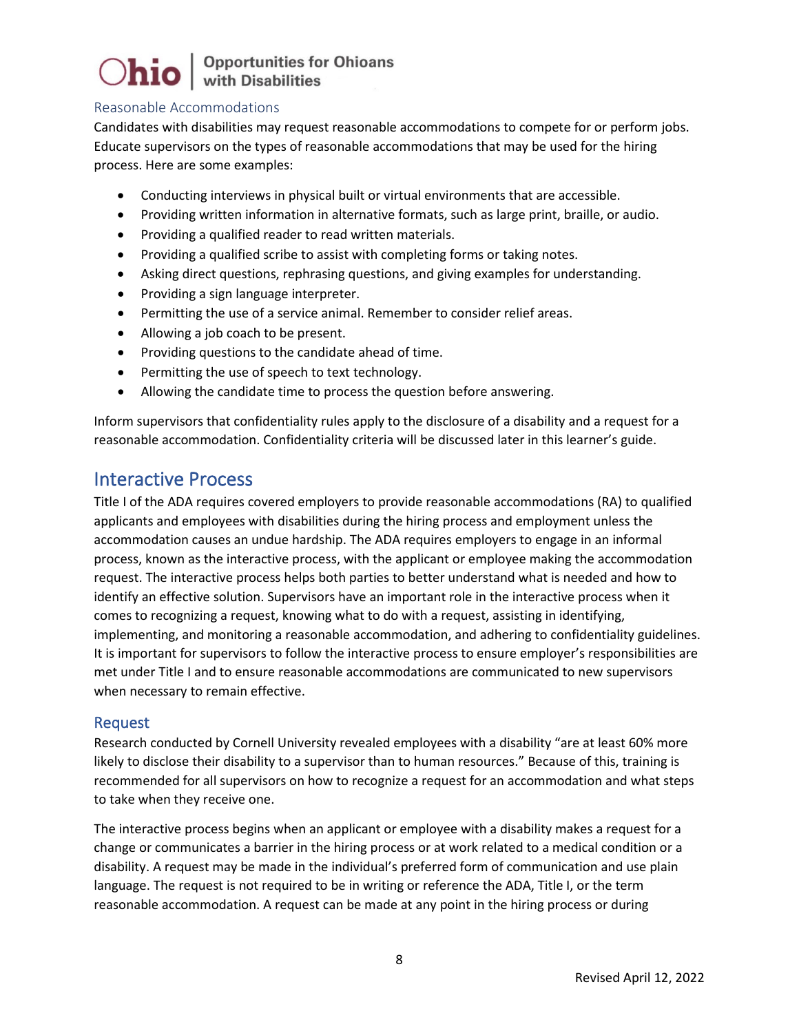### Reasonable Accommodations

Candidates with disabilities may request reasonable accommodations to compete for or perform jobs. Educate supervisors on the types of reasonable accommodations that may be used for the hiring process. Here are some examples:

- Conducting interviews in physical built or virtual environments that are accessible.
- Providing written information in alternative formats, such as large print, braille, or audio.
- Providing a qualified reader to read written materials.
- Providing a qualified scribe to assist with completing forms or taking notes.
- Asking direct questions, rephrasing questions, and giving examples for understanding.
- Providing a sign language interpreter.
- Permitting the use of a service animal. Remember to consider relief areas.
- Allowing a job coach to be present.
- Providing questions to the candidate ahead of time.
- Permitting the use of speech to text technology.
- Allowing the candidate time to process the question before answering.

Inform supervisors that confidentiality rules apply to the disclosure of a disability and a request for a reasonable accommodation. Confidentiality criteria will be discussed later in this learner's guide.

## Interactive Process

Title I of the ADA requires covered employers to provide reasonable accommodations (RA) to qualified applicants and employees with disabilities during the hiring process and employment unless the accommodation causes an undue hardship. The ADA requires employers to engage in an informal process, known as the interactive process, with the applicant or employee making the accommodation request. The interactive process helps both parties to better understand what is needed and how to identify an effective solution. Supervisors have an important role in the interactive process when it comes to recognizing a request, knowing what to do with a request, assisting in identifying, implementing, and monitoring a reasonable accommodation, and adhering to confidentiality guidelines. It is important for supervisors to follow the interactive process to ensure employer's responsibilities are met under Title I and to ensure reasonable accommodations are communicated to new supervisors when necessary to remain effective.

### Request

Research conducted by Cornell University revealed employees with a disability "are at least 60% more likely to disclose their disability to a supervisor than to human resources." Because of this, training is recommended for all supervisors on how to recognize a request for an accommodation and what steps to take when they receive one.

The interactive process begins when an applicant or employee with a disability makes a request for a change or communicates a barrier in the hiring process or at work related to a medical condition or a disability. A request may be made in the individual's preferred form of communication and use plain language. The request is not required to be in writing or reference the ADA, Title I, or the term reasonable accommodation. A request can be made at any point in the hiring process or during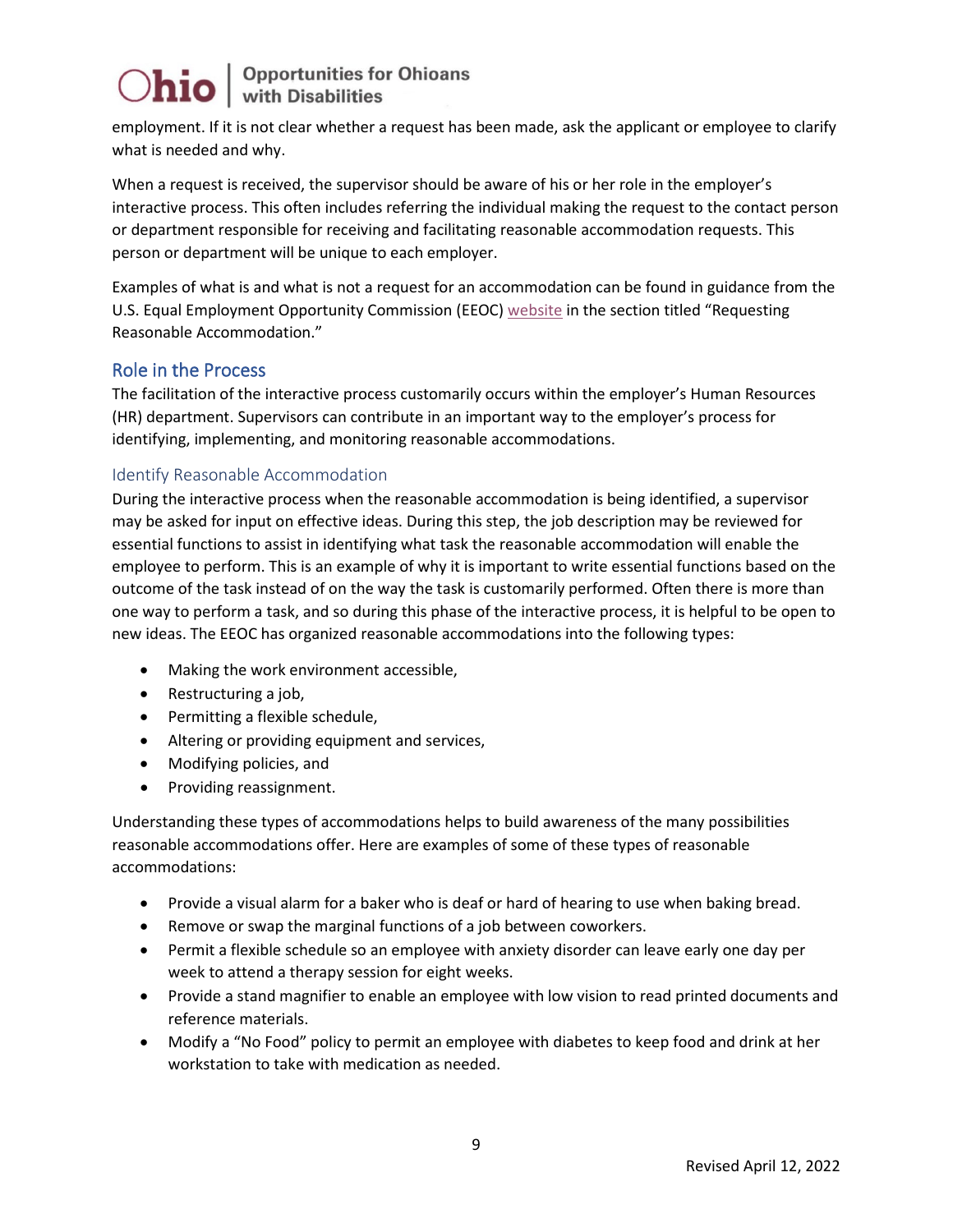employment. If it is not clear whether a request has been made, ask the applicant or employee to clarify what is needed and why.

When a request is received, the supervisor should be aware of his or her role in the employer's interactive process. This often includes referring the individual making the request to the contact person or department responsible for receiving and facilitating reasonable accommodation requests. This person or department will be unique to each employer.

Examples of what is and what is not a request for an accommodation can be found in guidance from the U.S. Equal Employment Opportunity Commission (EEOC) website in the section titled "Requesting Reasonable Accommodation."

## Role in the Process

The facilitation of the interactive process customarily occurs within the employer's Human Resources (HR) department. Supervisors can contribute in an important way to the employer's process for identifying, implementing, and monitoring reasonable accommodations.

### Identify Reasonable Accommodation

During the interactive process when the reasonable accommodation is being identified, a supervisor may be asked for input on effective ideas. During this step, the job description may be reviewed for essential functions to assist in identifying what task the reasonable accommodation will enable the employee to perform. This is an example of why it is important to write essential functions based on the outcome of the task instead of on the way the task is customarily performed. Often there is more than one way to perform a task, and so during this phase of the interactive process, it is helpful to be open to new ideas. The EEOC has organized reasonable accommodations into the following types:

- Making the work environment accessible,
- Restructuring a job,
- Permitting a flexible schedule,
- Altering or providing equipment and services,
- Modifying policies, and
- Providing reassignment.

Understanding these types of accommodations helps to build awareness of the many possibilities reasonable accommodations offer. Here are examples of some of these types of reasonable accommodations:

- Provide a visual alarm for a baker who is deaf or hard of hearing to use when baking bread.
- Remove or swap the marginal functions of a job between coworkers.
- Permit a flexible schedule so an employee with anxiety disorder can leave early one day per week to attend a therapy session for eight weeks.
- Provide a stand magnifier to enable an employee with low vision to read printed documents and reference materials.
- Modify a "No Food" policy to permit an employee with diabetes to keep food and drink at her workstation to take with medication as needed.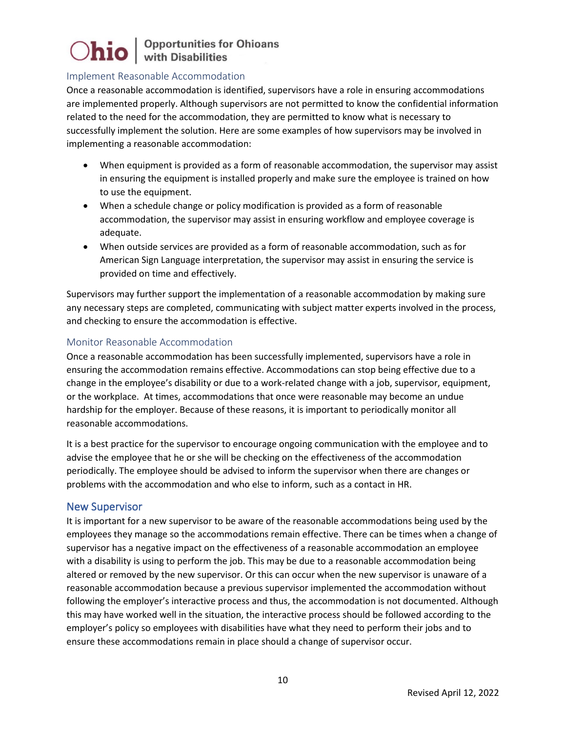### Implement Reasonable Accommodation

Once a reasonable accommodation is identified, supervisors have a role in ensuring accommodations are implemented properly. Although supervisors are not permitted to know the confidential information related to the need for the accommodation, they are permitted to know what is necessary to successfully implement the solution. Here are some examples of how supervisors may be involved in implementing a reasonable accommodation:

- When equipment is provided as a form of reasonable accommodation, the supervisor may assist in ensuring the equipment is installed properly and make sure the employee is trained on how to use the equipment.
- When a schedule change or policy modification is provided as a form of reasonable accommodation, the supervisor may assist in ensuring workflow and employee coverage is adequate.
- When outside services are provided as a form of reasonable accommodation, such as for American Sign Language interpretation, the supervisor may assist in ensuring the service is provided on time and effectively.

Supervisors may further support the implementation of a reasonable accommodation by making sure any necessary steps are completed, communicating with subject matter experts involved in the process, and checking to ensure the accommodation is effective.

### Monitor Reasonable Accommodation

Once a reasonable accommodation has been successfully implemented, supervisors have a role in ensuring the accommodation remains effective. Accommodations can stop being effective due to a change in the employee's disability or due to a work-related change with a job, supervisor, equipment, or the workplace. At times, accommodations that once were reasonable may become an undue hardship for the employer. Because of these reasons, it is important to periodically monitor all reasonable accommodations.

It is a best practice for the supervisor to encourage ongoing communication with the employee and to advise the employee that he or she will be checking on the effectiveness of the accommodation periodically. The employee should be advised to inform the supervisor when there are changes or problems with the accommodation and who else to inform, such as a contact in HR.

## New Supervisor

It is important for a new supervisor to be aware of the reasonable accommodations being used by the employees they manage so the accommodations remain effective. There can be times when a change of supervisor has a negative impact on the effectiveness of a reasonable accommodation an employee with a disability is using to perform the job. This may be due to a reasonable accommodation being altered or removed by the new supervisor. Or this can occur when the new supervisor is unaware of a reasonable accommodation because a previous supervisor implemented the accommodation without following the employer's interactive process and thus, the accommodation is not documented. Although this may have worked well in the situation, the interactive process should be followed according to the employer's policy so employees with disabilities have what they need to perform their jobs and to ensure these accommodations remain in place should a change of supervisor occur.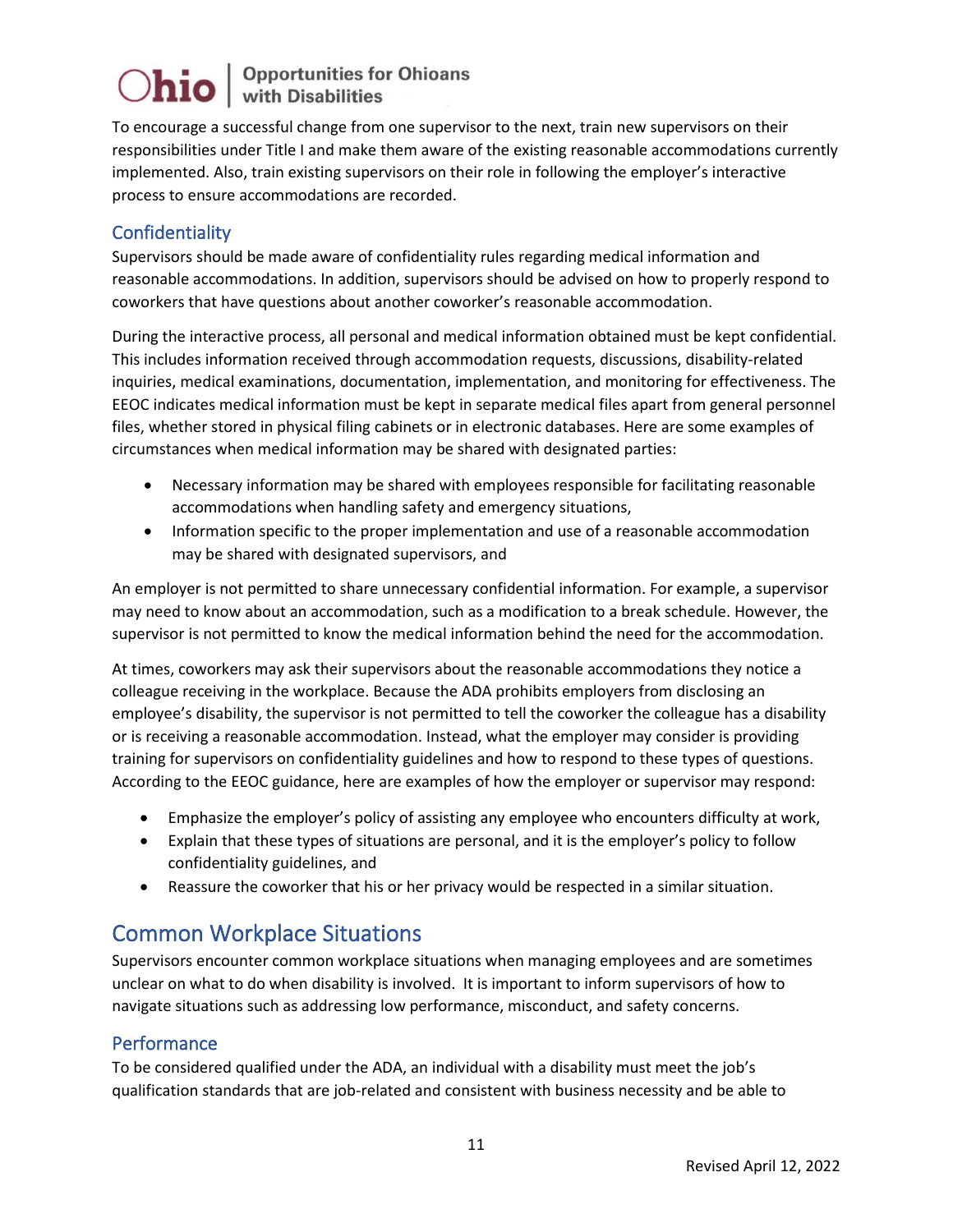To encourage a successful change from one supervisor to the next, train new supervisors on their responsibilities under Title I and make them aware of the existing reasonable accommodations currently implemented. Also, train existing supervisors on their role in following the employer's interactive process to ensure accommodations are recorded.

### Confidentiality

Supervisors should be made aware of confidentiality rules regarding medical information and reasonable accommodations. In addition, supervisors should be advised on how to properly respond to coworkers that have questions about another coworker's reasonable accommodation.

During the interactive process, all personal and medical information obtained must be kept confidential. This includes information received through accommodation requests, discussions, disability-related inquiries, medical examinations, documentation, implementation, and monitoring for effectiveness. The EEOC indicates medical information must be kept in separate medical files apart from general personnel files, whether stored in physical filing cabinets or in electronic databases. Here are some examples of circumstances when medical information may be shared with designated parties:

- Necessary information may be shared with employees responsible for facilitating reasonable accommodations when handling safety and emergency situations,
- Information specific to the proper implementation and use of a reasonable accommodation may be shared with designated supervisors, and

An employer is not permitted to share unnecessary confidential information. For example, a supervisor may need to know about an accommodation, such as a modification to a break schedule. However, the supervisor is not permitted to know the medical information behind the need for the accommodation.

At times, coworkers may ask their supervisors about the reasonable accommodations they notice a colleague receiving in the workplace. Because the ADA prohibits employers from disclosing an employee's disability, the supervisor is not permitted to tell the coworker the colleague has a disability or is receiving a reasonable accommodation. Instead, what the employer may consider is providing training for supervisors on confidentiality guidelines and how to respond to these types of questions. According to the EEOC guidance, here are examples of how the employer or supervisor may respond:

- Emphasize the employer's policy of assisting any employee who encounters difficulty at work,
- Explain that these types of situations are personal, and it is the employer's policy to follow confidentiality guidelines, and
- Reassure the coworker that his or her privacy would be respected in a similar situation.

## Common Workplace Situations

Supervisors encounter common workplace situations when managing employees and are sometimes unclear on what to do when disability is involved. It is important to inform supervisors of how to navigate situations such as addressing low performance, misconduct, and safety concerns.

### Performance

To be considered qualified under the ADA, an individual with a disability must meet the job's qualification standards that are job-related and consistent with business necessity and be able to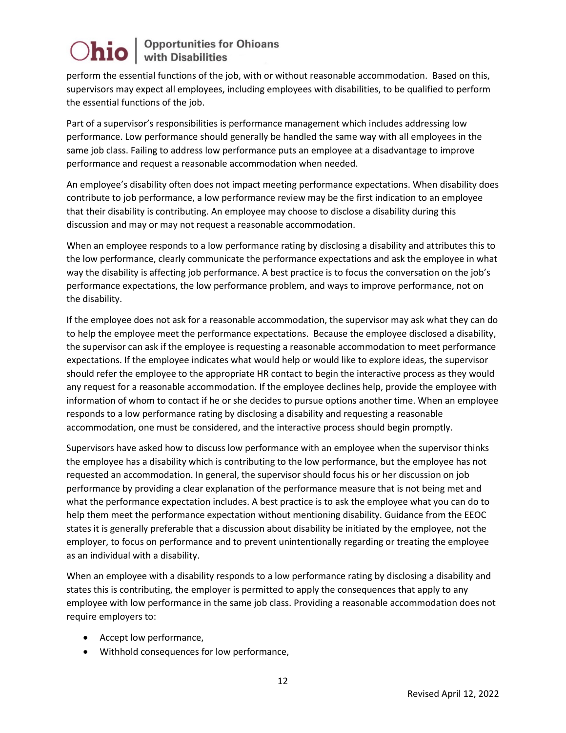perform the essential functions of the job, with or without reasonable accommodation. Based on this, supervisors may expect all employees, including employees with disabilities, to be qualified to perform the essential functions of the job.

Part of a supervisor's responsibilities is performance management which includes addressing low performance. Low performance should generally be handled the same way with all employees in the same job class. Failing to address low performance puts an employee at a disadvantage to improve performance and request a reasonable accommodation when needed.

An employee's disability often does not impact meeting performance expectations. When disability does contribute to job performance, a low performance review may be the first indication to an employee that their disability is contributing. An employee may choose to disclose a disability during this discussion and may or may not request a reasonable accommodation.

When an employee responds to a low performance rating by disclosing a disability and attributes this to the low performance, clearly communicate the performance expectations and ask the employee in what way the disability is affecting job performance. A best practice is to focus the conversation on the job's performance expectations, the low performance problem, and ways to improve performance, not on the disability.

If the employee does not ask for a reasonable accommodation, the supervisor may ask what they can do to help the employee meet the performance expectations. Because the employee disclosed a disability, the supervisor can ask if the employee is requesting a reasonable accommodation to meet performance expectations. If the employee indicates what would help or would like to explore ideas, the supervisor should refer the employee to the appropriate HR contact to begin the interactive process as they would any request for a reasonable accommodation. If the employee declines help, provide the employee with information of whom to contact if he or she decides to pursue options another time. When an employee responds to a low performance rating by disclosing a disability and requesting a reasonable accommodation, one must be considered, and the interactive process should begin promptly.

Supervisors have asked how to discuss low performance with an employee when the supervisor thinks the employee has a disability which is contributing to the low performance, but the employee has not requested an accommodation. In general, the supervisor should focus his or her discussion on job performance by providing a clear explanation of the performance measure that is not being met and what the performance expectation includes. A best practice is to ask the employee what you can do to help them meet the performance expectation without mentioning disability. Guidance from the EEOC states it is generally preferable that a discussion about disability be initiated by the employee, not the employer, to focus on performance and to prevent unintentionally regarding or treating the employee as an individual with a disability.

When an employee with a disability responds to a low performance rating by disclosing a disability and states this is contributing, the employer is permitted to apply the consequences that apply to any employee with low performance in the same job class. Providing a reasonable accommodation does not require employers to:

- Accept low performance,
- Withhold consequences for low performance,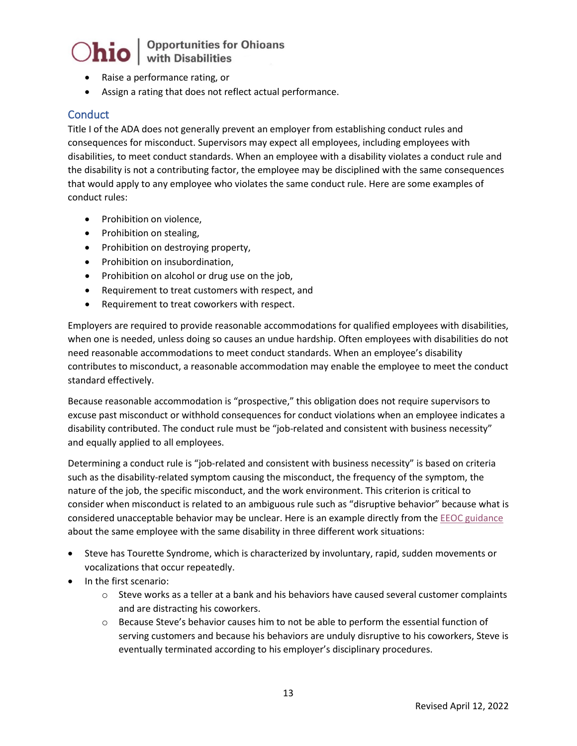- Raise a performance rating, or
- Assign a rating that does not reflect actual performance.

## Conduct

Title I of the ADA does not generally prevent an employer from establishing conduct rules and consequences for misconduct. Supervisors may expect all employees, including employees with disabilities, to meet conduct standards. When an employee with a disability violates a conduct rule and the disability is not a contributing factor, the employee may be disciplined with the same consequences that would apply to any employee who violates the same conduct rule. Here are some examples of conduct rules:

- Prohibition on violence,
- Prohibition on stealing,
- Prohibition on destroying property,
- Prohibition on insubordination,
- Prohibition on alcohol or drug use on the job,
- Requirement to treat customers with respect, and
- Requirement to treat coworkers with respect.

Employers are required to provide reasonable accommodations for qualified employees with disabilities, when one is needed, unless doing so causes an undue hardship. Often employees with disabilities do not need reasonable accommodations to meet conduct standards. When an employee's disability contributes to misconduct, a reasonable accommodation may enable the employee to meet the conduct standard effectively.

Because reasonable accommodation is "prospective," this obligation does not require supervisors to excuse past misconduct or withhold consequences for conduct violations when an employee indicates a disability contributed. The conduct rule must be "job-related and consistent with business necessity" and equally applied to all employees.

Determining a conduct rule is "job-related and consistent with business necessity" is based on criteria such as the disability-related symptom causing the misconduct, the frequency of the symptom, the nature of the job, the specific misconduct, and the work environment. This criterion is critical to consider when misconduct is related to an ambiguous rule such as "disruptive behavior" because what is considered unacceptable behavior may be unclear. Here is an example directly from the EEOC guidance about the same employee with the same disability in three different work situations:

- Steve has Tourette Syndrome, which is characterized by involuntary, rapid, sudden movements or vocalizations that occur repeatedly.
- In the first scenario:
  - Steve works as a teller at a bank and his behaviors have caused several customer complaints and are distracting his coworkers.
  - Because Steve's behavior causes him to not be able to perform the essential function of serving customers and because his behaviors are unduly disruptive to his coworkers, Steve is eventually terminated according to his employer's disciplinary procedures.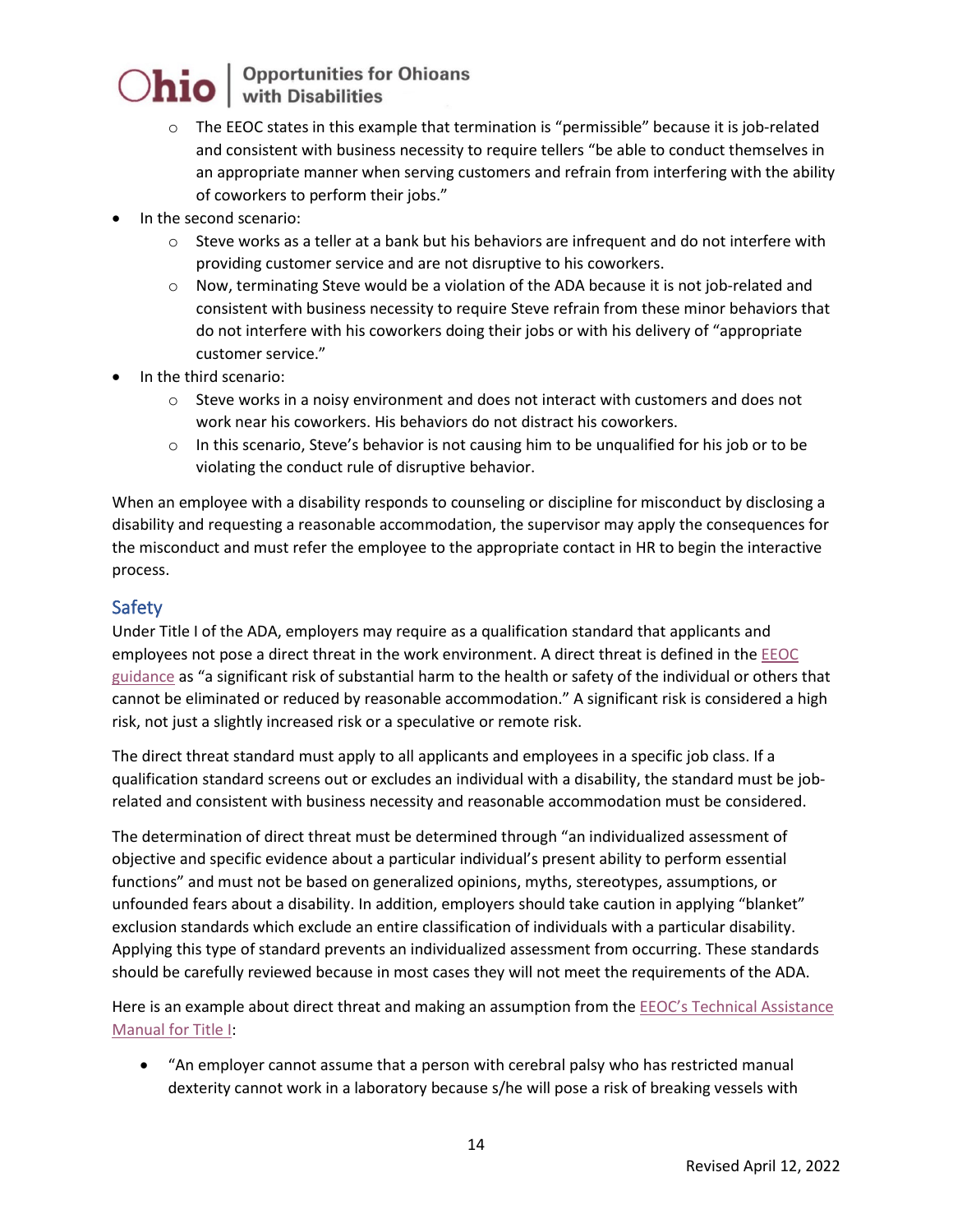- The EEOC states in this example that termination is "permissible" because it is job-related and consistent with business necessity to require tellers "be able to conduct themselves in an appropriate manner when serving customers and refrain from interfering with the ability of coworkers to perform their jobs."
- In the second scenario:
    - Steve works as a teller at a bank but his behaviors are infrequent and do not interfere with providing customer service and are not disruptive to his coworkers.
    - Now, terminating Steve would be a violation of the ADA because it is not job-related and consistent with business necessity to require Steve refrain from these minor behaviors that do not interfere with his coworkers doing their jobs or with his delivery of "appropriate customer service."
- In the third scenario:
    - Steve works in a noisy environment and does not interact with customers and does not work near his coworkers. His behaviors do not distract his coworkers.
    - In this scenario, Steve's behavior is not causing him to be unqualified for his job or to be violating the conduct rule of disruptive behavior.

When an employee with a disability responds to counseling or discipline for misconduct by disclosing a disability and requesting a reasonable accommodation, the supervisor may apply the consequences for the misconduct and must refer the employee to the appropriate contact in HR to begin the interactive process.

## Safety

Under Title I of the ADA, employers may require as a qualification standard that applicants and employees not pose a direct threat in the work environment. A direct threat is defined in the EEOC guidance as "a significant risk of substantial harm to the health or safety of the individual or others that cannot be eliminated or reduced by reasonable accommodation." A significant risk is considered a high risk, not just a slightly increased risk or a speculative or remote risk.

The direct threat standard must apply to all applicants and employees in a specific job class. If a qualification standard screens out or excludes an individual with a disability, the standard must be job-related and consistent with business necessity and reasonable accommodation must be considered.

The determination of direct threat must be determined through "an individualized assessment of objective and specific evidence about a particular individual's present ability to perform essential functions" and must not be based on generalized opinions, myths, stereotypes, assumptions, or unfounded fears about a disability. In addition, employers should take caution in applying "blanket" exclusion standards which exclude an entire classification of individuals with a particular disability. Applying this type of standard prevents an individualized assessment from occurring. These standards should be carefully reviewed because in most cases they will not meet the requirements of the ADA.

Here is an example about direct threat and making an assumption from the EEOC's Technical Assistance Manual for Title I:

- "An employer cannot assume that a person with cerebral palsy who has restricted manual dexterity cannot work in a laboratory because s/he will pose a risk of breaking vessels with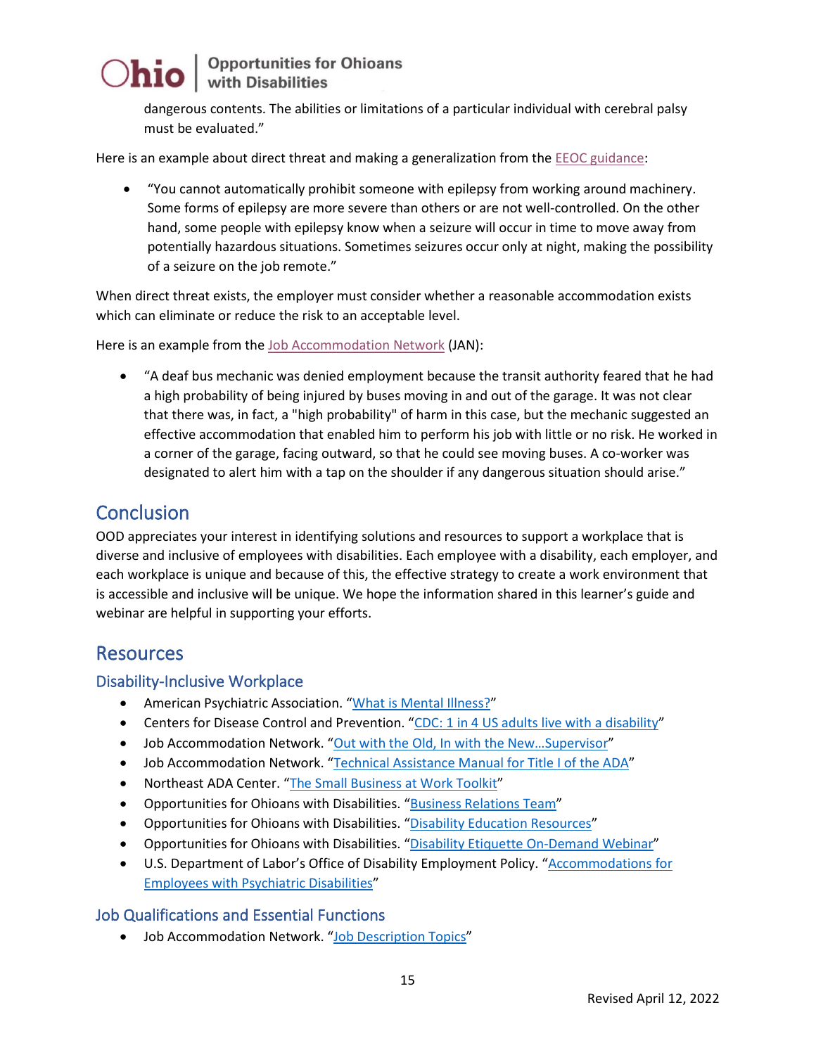dangerous contents. The abilities or limitations of a particular individual with cerebral palsy must be evaluated."

Here is an example about direct threat and making a generalization from the EEOC guidance:

- "You cannot automatically prohibit someone with epilepsy from working around machinery. Some forms of epilepsy are more severe than others or are not well-controlled. On the other hand, some people with epilepsy know when a seizure will occur in time to move away from potentially hazardous situations. Sometimes seizures occur only at night, making the possibility of a seizure on the job remote."

When direct threat exists, the employer must consider whether a reasonable accommodation exists which can eliminate or reduce the risk to an acceptable level.

Here is an example from the Job Accommodation Network (JAN):

- "A deaf bus mechanic was denied employment because the transit authority feared that he had a high probability of being injured by buses moving in and out of the garage. It was not clear that there was, in fact, a "high probability" of harm in this case, but the mechanic suggested an effective accommodation that enabled him to perform his job with little or no risk. He worked in a corner of the garage, facing outward, so that he could see moving buses. A co-worker was designated to alert him with a tap on the shoulder if any dangerous situation should arise."

## Conclusion

OOD appreciates your interest in identifying solutions and resources to support a workplace that is diverse and inclusive of employees with disabilities. Each employee with a disability, each employer, and each workplace is unique and because of this, the effective strategy to create a work environment that is accessible and inclusive will be unique. We hope the information shared in this learner's guide and webinar are helpful in supporting your efforts.

## Resources

### Disability-Inclusive Workplace

- American Psychiatric Association. "What is Mental Illness?"
- Centers for Disease Control and Prevention. "CDC: 1 in 4 US adults live with a disability"
- Job Accommodation Network. "Out with the Old, In with the New…Supervisor"
- Job Accommodation Network. "Technical Assistance Manual for Title I of the ADA"
- Northeast ADA Center. "The Small Business at Work Toolkit"
- Opportunities for Ohioans with Disabilities. "Business Relations Team"
- Opportunities for Ohioans with Disabilities. "Disability Education Resources"
- Opportunities for Ohioans with Disabilities. "Disability Etiquette On-Demand Webinar"
- U.S. Department of Labor's Office of Disability Employment Policy. "Accommodations for Employees with Psychiatric Disabilities"

### Job Qualifications and Essential Functions

- Job Accommodation Network. "Job Description Topics"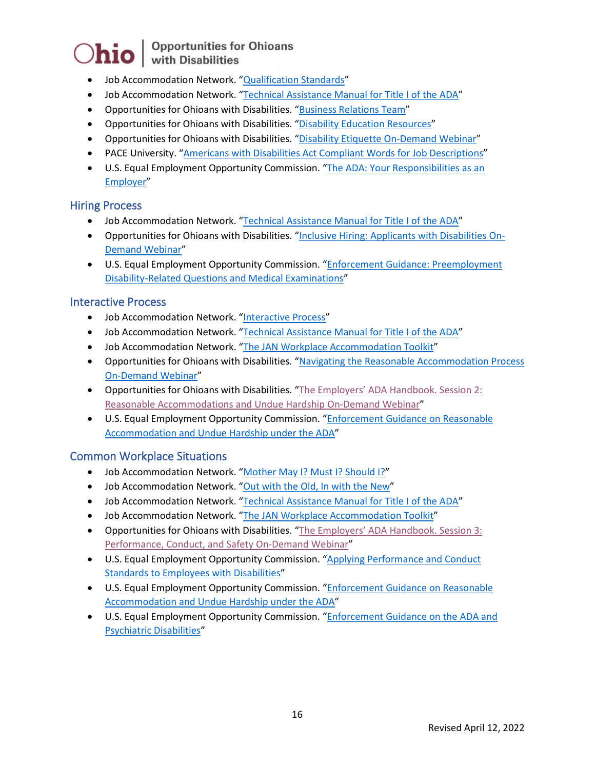- Job Accommodation Network. "Qualification Standards"
- Job Accommodation Network. "Technical Assistance Manual for Title I of the ADA"
- Opportunities for Ohioans with Disabilities. "Business Relations Team"
- Opportunities for Ohioans with Disabilities. "Disability Education Resources"
- Opportunities for Ohioans with Disabilities. "Disability Etiquette On-Demand Webinar"
- PACE University. "Americans with Disabilities Act Compliant Words for Job Descriptions"
- U.S. Equal Employment Opportunity Commission. "The ADA: Your Responsibilities as an Employer"

## Hiring Process

- Job Accommodation Network. "Technical Assistance Manual for Title I of the ADA"
- Opportunities for Ohioans with Disabilities. "Inclusive Hiring: Applicants with Disabilities On-Demand Webinar"
- U.S. Equal Employment Opportunity Commission. "Enforcement Guidance: Preemployment Disability-Related Questions and Medical Examinations"

## Interactive Process

- Job Accommodation Network. "Interactive Process"
- Job Accommodation Network. "Technical Assistance Manual for Title I of the ADA"
- Job Accommodation Network. "The JAN Workplace Accommodation Toolkit"
- Opportunities for Ohioans with Disabilities. "Navigating the Reasonable Accommodation Process On-Demand Webinar"
- Opportunities for Ohioans with Disabilities. "The Employers' ADA Handbook. Session 2: Reasonable Accommodations and Undue Hardship On-Demand Webinar"
- U.S. Equal Employment Opportunity Commission. "Enforcement Guidance on Reasonable Accommodation and Undue Hardship under the ADA"

## Common Workplace Situations

- Job Accommodation Network. "Mother May I? Must I? Should I?"
- Job Accommodation Network. "Out with the Old, In with the New"
- Job Accommodation Network. "Technical Assistance Manual for Title I of the ADA"
- Job Accommodation Network. "The JAN Workplace Accommodation Toolkit"
- Opportunities for Ohioans with Disabilities. "The Employers' ADA Handbook. Session 3: Performance, Conduct, and Safety On-Demand Webinar"
- U.S. Equal Employment Opportunity Commission. "Applying Performance and Conduct Standards to Employees with Disabilities"
- U.S. Equal Employment Opportunity Commission. "Enforcement Guidance on Reasonable Accommodation and Undue Hardship under the ADA"
- U.S. Equal Employment Opportunity Commission. "Enforcement Guidance on the ADA and Psychiatric Disabilities"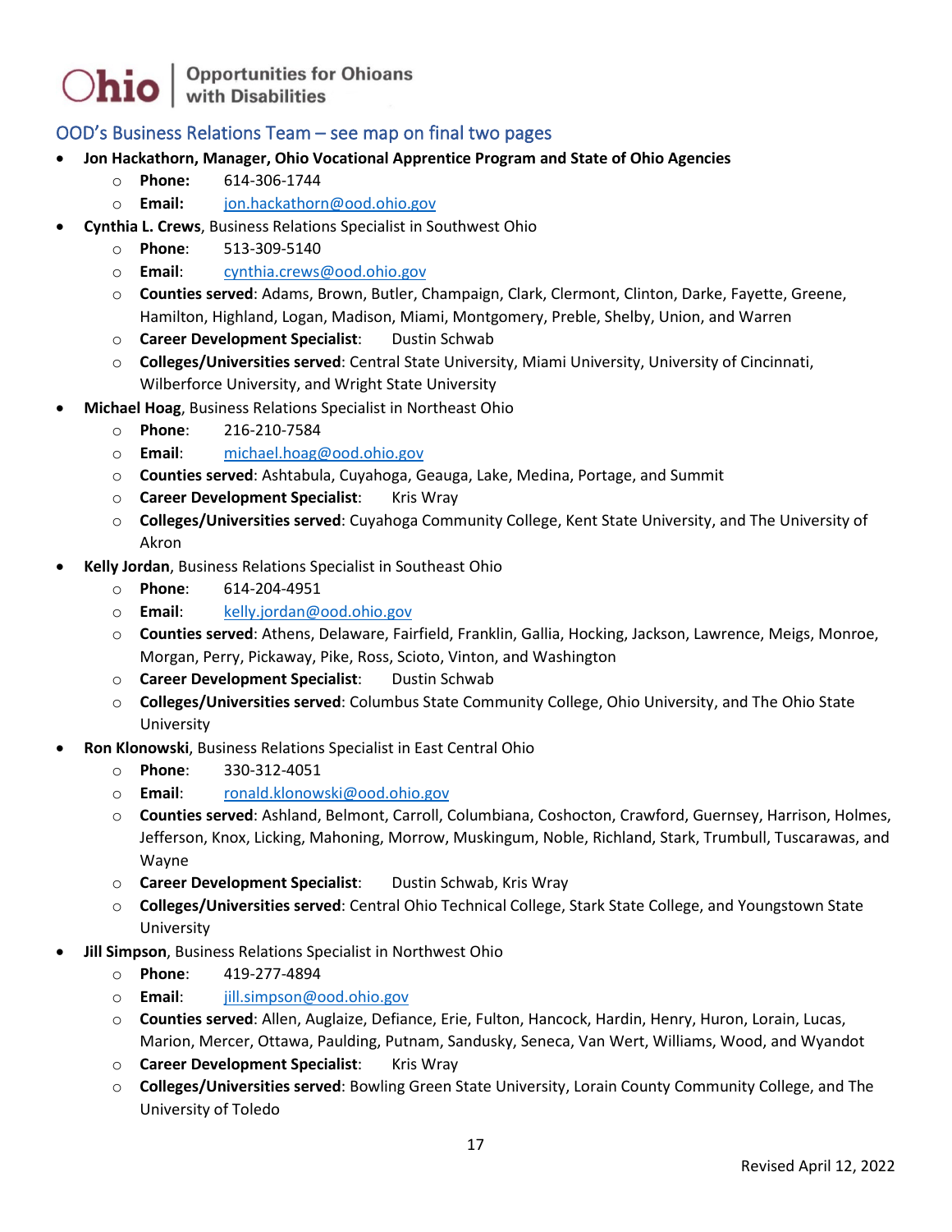## OOD's Business Relations Team – see map on final two pages

- **Jon Hackathorn, Manager, Ohio Vocational Apprentice Program and State of Ohio Agencies**
  - **Phone:** 614-306-1744
  - **Email:** jon.hackathorn@ood.ohio.gov
- **Cynthia L. Crews**, Business Relations Specialist in Southwest Ohio
  - **Phone**: 513-309-5140
  - **Email**: cynthia.crews@ood.ohio.gov
  - **Counties served**: Adams, Brown, Butler, Champaign, Clark, Clermont, Clinton, Darke, Fayette, Greene, Hamilton, Highland, Logan, Madison, Miami, Montgomery, Preble, Shelby, Union, and Warren
  - **Career Development Specialist**: Dustin Schwab
  - **Colleges/Universities served**: Central State University, Miami University, University of Cincinnati, Wilberforce University, and Wright State University
- **Michael Hoag**, Business Relations Specialist in Northeast Ohio
  - **Phone**: 216-210-7584
  - **Email**: michael.hoag@ood.ohio.gov
  - **Counties served**: Ashtabula, Cuyahoga, Geauga, Lake, Medina, Portage, and Summit
  - **Career Development Specialist**: Kris Wray
  - **Colleges/Universities served**: Cuyahoga Community College, Kent State University, and The University of Akron
- **Kelly Jordan**, Business Relations Specialist in Southeast Ohio
  - **Phone**: 614-204-4951
  - **Email**: kelly.jordan@ood.ohio.gov
  - **Counties served**: Athens, Delaware, Fairfield, Franklin, Gallia, Hocking, Jackson, Lawrence, Meigs, Monroe, Morgan, Perry, Pickaway, Pike, Ross, Scioto, Vinton, and Washington
  - **Career Development Specialist**: Dustin Schwab
  - **Colleges/Universities served**: Columbus State Community College, Ohio University, and The Ohio State University
- **Ron Klonowski**, Business Relations Specialist in East Central Ohio
  - **Phone**: 330-312-4051
  - **Email**: ronald.klonowski@ood.ohio.gov
  - **Counties served**: Ashland, Belmont, Carroll, Columbiana, Coshocton, Crawford, Guernsey, Harrison, Holmes, Jefferson, Knox, Licking, Mahoning, Morrow, Muskingum, Noble, Richland, Stark, Trumbull, Tuscarawas, and Wayne
  - **Career Development Specialist**: Dustin Schwab, Kris Wray
  - **Colleges/Universities served**: Central Ohio Technical College, Stark State College, and Youngstown State University
- **Jill Simpson**, Business Relations Specialist in Northwest Ohio
  - **Phone**: 419-277-4894
  - **Email**: jill.simpson@ood.ohio.gov
  - **Counties served**: Allen, Auglaize, Defiance, Erie, Fulton, Hancock, Hardin, Henry, Huron, Lorain, Lucas, Marion, Mercer, Ottawa, Paulding, Putnam, Sandusky, Seneca, Van Wert, Williams, Wood, and Wyandot
  - **Career Development Specialist**: Kris Wray
  - **Colleges/Universities served**: Bowling Green State University, Lorain County Community College, and The University of Toledo

Revised April 12, 2022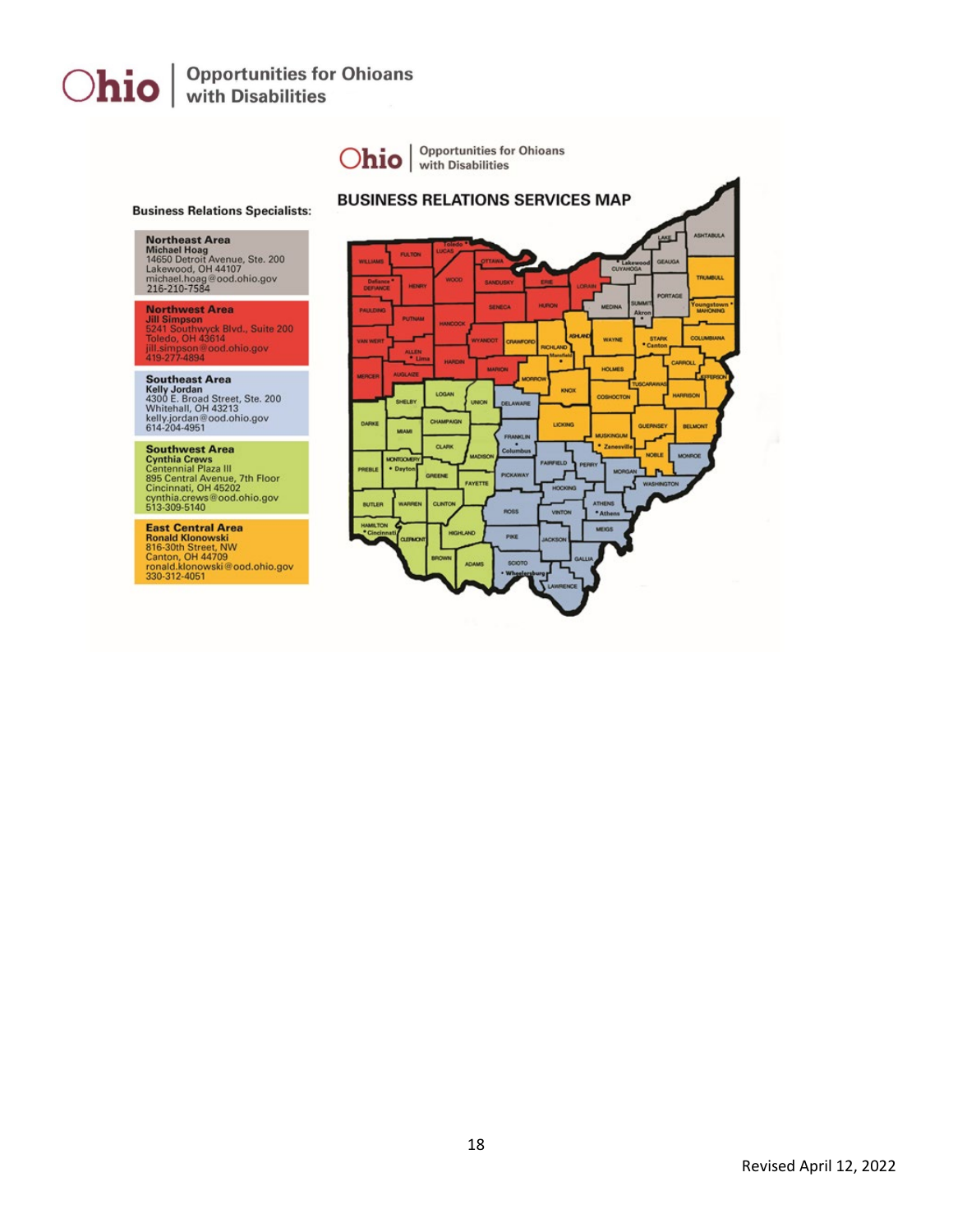# Ohio | Opportunities for Ohioans with Disabilities

## BUSINESS RELATIONS SERVICES MAP

### Business Relations Specialists:

**Northeast Area**
**Michael Hoag**
14650 Detroit Avenue, Ste. 200
Lakewood, OH 44107
michael.hoag@ood.ohio.gov
216-210-7584

**Northwest Area**
**Jill Simpson**
5241 Southwyck Blvd., Suite 200
Toledo, OH 43614
jill.simpson@ood.ohio.gov
419-277-4894

**Southeast Area**
**Kelly Jordan**
4300 E. Broad Street, Ste. 200
Whitehall, OH 43213
kelly.jordan@ood.ohio.gov
614-204-4951

**Southwest Area**
**Cynthia Crews**
Centennial Plaza III
895 Central Avenue, 7th Floor
Cincinnati, OH 45202
cynthia.crews@ood.ohio.gov
513-309-5140

**East Central Area**
**Ronald Klonowski**
816-30th Street, NW
Canton, OH 44709
ronald.klonowski@ood.ohio.gov
330-312-4051

Revised April 12, 2022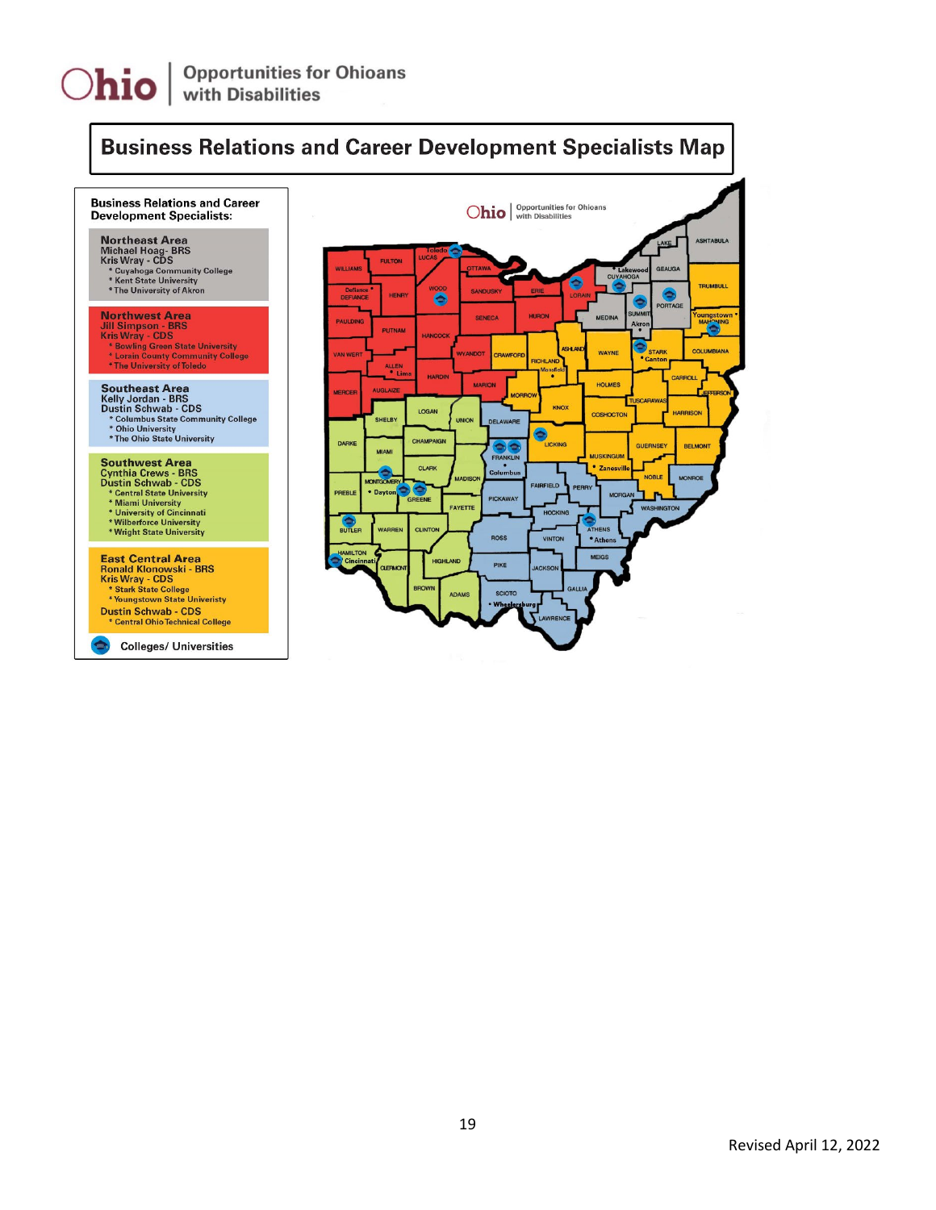# Business Relations and Career Development Specialists Map

**Business Relations and Career Development Specialists:**

**Northeast Area**
Michael Hoag- BRS
Kris Wray - CDS
* Cuyahoga Community College
* Kent State University
* The University of Akron

**Northwest Area**
Jill Simpson - BRS
Kris Wray - CDS
* Bowling Green State University
* Lorain County Community College
* The University of Toledo

**Southeast Area**
Kelly Jordan - BRS
Dustin Schwab - CDS
* Columbus State Community College
* Ohio University
* The Ohio State University

**Southwest Area**
Cynthia Crews - BRS
Dustin Schwab - CDS
* Central State University
* Miami University
* University of Cincinnati
* Wilberforce University
* Wright State University

**East Central Area**
Ronald Klonowski - BRS
Kris Wray - CDS
* Stark State College
* Youngstown State Univeristy

Dustin Schwab - CDS
* Central Ohio Technical College

Colleges/ Universities

Revised April 12, 2022